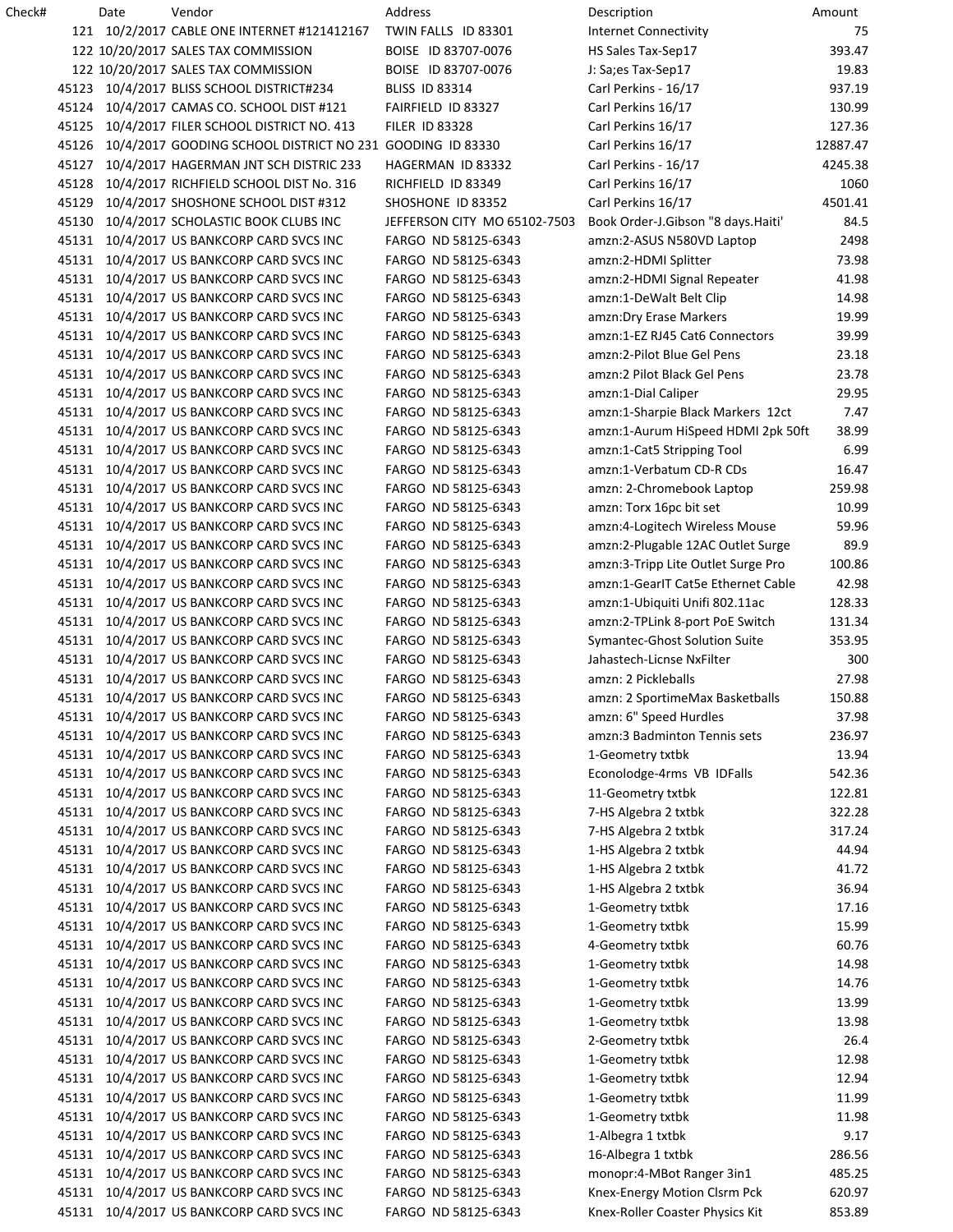| Check# | Date | Vendor | Address | Description | Amount |
|---|---|---|---|---|---|
| 121 | 10/2/2017 | CABLE ONE INTERNET #121412167 | TWIN FALLS ID 83301 | Internet Connectivity | 75 |
| 122 | 10/20/2017 | SALES TAX COMMISSION | BOISE ID 83707-0076 | HS Sales Tax-Sep17 | 393.47 |
| 122 | 10/20/2017 | SALES TAX COMMISSION | BOISE ID 83707-0076 | J: Sa;es Tax-Sep17 | 19.83 |
| 45123 | 10/4/2017 | BLISS SCHOOL DISTRICT#234 | BLISS ID 83314 | Carl Perkins - 16/17 | 937.19 |
| 45124 | 10/4/2017 | CAMAS CO. SCHOOL DIST #121 | FAIRFIELD ID 83327 | Carl Perkins 16/17 | 130.99 |
| 45125 | 10/4/2017 | FILER SCHOOL DISTRICT NO. 413 | FILER ID 83328 | Carl Perkins 16/17 | 127.36 |
| 45126 | 10/4/2017 | GOODING SCHOOL DISTRICT NO 231 | GOODING ID 83330 | Carl Perkins 16/17 | 12887.47 |
| 45127 | 10/4/2017 | HAGERMAN JNT SCH DISTRIC 233 | HAGERMAN ID 83332 | Carl Perkins - 16/17 | 4245.38 |
| 45128 | 10/4/2017 | RICHFIELD SCHOOL DIST No. 316 | RICHFIELD ID 83349 | Carl Perkins 16/17 | 1060 |
| 45129 | 10/4/2017 | SHOSHONE SCHOOL DIST #312 | SHOSHONE ID 83352 | Carl Perkins 16/17 | 4501.41 |
| 45130 | 10/4/2017 | SCHOLASTIC BOOK CLUBS INC | JEFFERSON CITY MO 65102-7503 | Book Order-J.Gibson "8 days.Haiti' | 84.5 |
| 45131 | 10/4/2017 | US BANKCORP CARD SVCS INC | FARGO ND 58125-6343 | amzn:2-ASUS N580VD Laptop | 2498 |
| 45131 | 10/4/2017 | US BANKCORP CARD SVCS INC | FARGO ND 58125-6343 | amzn:2-HDMI Splitter | 73.98 |
| 45131 | 10/4/2017 | US BANKCORP CARD SVCS INC | FARGO ND 58125-6343 | amzn:2-HDMI Signal Repeater | 41.98 |
| 45131 | 10/4/2017 | US BANKCORP CARD SVCS INC | FARGO ND 58125-6343 | amzn:1-DeWalt Belt Clip | 14.98 |
| 45131 | 10/4/2017 | US BANKCORP CARD SVCS INC | FARGO ND 58125-6343 | amzn:Dry Erase Markers | 19.99 |
| 45131 | 10/4/2017 | US BANKCORP CARD SVCS INC | FARGO ND 58125-6343 | amzn:1-EZ RJ45 Cat6 Connectors | 39.99 |
| 45131 | 10/4/2017 | US BANKCORP CARD SVCS INC | FARGO ND 58125-6343 | amzn:2-Pilot Blue Gel Pens | 23.18 |
| 45131 | 10/4/2017 | US BANKCORP CARD SVCS INC | FARGO ND 58125-6343 | amzn:2 Pilot Black Gel Pens | 23.78 |
| 45131 | 10/4/2017 | US BANKCORP CARD SVCS INC | FARGO ND 58125-6343 | amzn:1-Dial Caliper | 29.95 |
| 45131 | 10/4/2017 | US BANKCORP CARD SVCS INC | FARGO ND 58125-6343 | amzn:1-Sharpie Black Markers 12ct | 7.47 |
| 45131 | 10/4/2017 | US BANKCORP CARD SVCS INC | FARGO ND 58125-6343 | amzn:1-Aurum HiSpeed HDMI 2pk 50ft | 38.99 |
| 45131 | 10/4/2017 | US BANKCORP CARD SVCS INC | FARGO ND 58125-6343 | amzn:1-Cat5 Stripping Tool | 6.99 |
| 45131 | 10/4/2017 | US BANKCORP CARD SVCS INC | FARGO ND 58125-6343 | amzn:1-Verbatum CD-R CDs | 16.47 |
| 45131 | 10/4/2017 | US BANKCORP CARD SVCS INC | FARGO ND 58125-6343 | amzn: 2-Chromebook Laptop | 259.98 |
| 45131 | 10/4/2017 | US BANKCORP CARD SVCS INC | FARGO ND 58125-6343 | amzn: Torx 16pc bit set | 10.99 |
| 45131 | 10/4/2017 | US BANKCORP CARD SVCS INC | FARGO ND 58125-6343 | amzn:4-Logitech Wireless Mouse | 59.96 |
| 45131 | 10/4/2017 | US BANKCORP CARD SVCS INC | FARGO ND 58125-6343 | amzn:2-Plugable 12AC Outlet Surge | 89.9 |
| 45131 | 10/4/2017 | US BANKCORP CARD SVCS INC | FARGO ND 58125-6343 | amzn:3-Tripp Lite Outlet Surge Pro | 100.86 |
| 45131 | 10/4/2017 | US BANKCORP CARD SVCS INC | FARGO ND 58125-6343 | amzn:1-GearIT Cat5e Ethernet Cable | 42.98 |
| 45131 | 10/4/2017 | US BANKCORP CARD SVCS INC | FARGO ND 58125-6343 | amzn:1-Ubiquiti Unifi 802.11ac | 128.33 |
| 45131 | 10/4/2017 | US BANKCORP CARD SVCS INC | FARGO ND 58125-6343 | amzn:2-TPLink 8-port PoE Switch | 131.34 |
| 45131 | 10/4/2017 | US BANKCORP CARD SVCS INC | FARGO ND 58125-6343 | Symantec-Ghost Solution Suite | 353.95 |
| 45131 | 10/4/2017 | US BANKCORP CARD SVCS INC | FARGO ND 58125-6343 | Jahastech-Licnse NxFilter | 300 |
| 45131 | 10/4/2017 | US BANKCORP CARD SVCS INC | FARGO ND 58125-6343 | amzn: 2 Pickleballs | 27.98 |
| 45131 | 10/4/2017 | US BANKCORP CARD SVCS INC | FARGO ND 58125-6343 | amzn: 2 SportimeMax Basketballs | 150.88 |
| 45131 | 10/4/2017 | US BANKCORP CARD SVCS INC | FARGO ND 58125-6343 | amzn: 6" Speed Hurdles | 37.98 |
| 45131 | 10/4/2017 | US BANKCORP CARD SVCS INC | FARGO ND 58125-6343 | amzn:3 Badminton Tennis sets | 236.97 |
| 45131 | 10/4/2017 | US BANKCORP CARD SVCS INC | FARGO ND 58125-6343 | 1-Geometry txtbk | 13.94 |
| 45131 | 10/4/2017 | US BANKCORP CARD SVCS INC | FARGO ND 58125-6343 | Econolodge-4rms VB IDFalls | 542.36 |
| 45131 | 10/4/2017 | US BANKCORP CARD SVCS INC | FARGO ND 58125-6343 | 11-Geometry txtbk | 122.81 |
| 45131 | 10/4/2017 | US BANKCORP CARD SVCS INC | FARGO ND 58125-6343 | 7-HS Algebra 2 txtbk | 322.28 |
| 45131 | 10/4/2017 | US BANKCORP CARD SVCS INC | FARGO ND 58125-6343 | 7-HS Algebra 2 txtbk | 317.24 |
| 45131 | 10/4/2017 | US BANKCORP CARD SVCS INC | FARGO ND 58125-6343 | 1-HS Algebra 2 txtbk | 44.94 |
| 45131 | 10/4/2017 | US BANKCORP CARD SVCS INC | FARGO ND 58125-6343 | 1-HS Algebra 2 txtbk | 41.72 |
| 45131 | 10/4/2017 | US BANKCORP CARD SVCS INC | FARGO ND 58125-6343 | 1-HS Algebra 2 txtbk | 36.94 |
| 45131 | 10/4/2017 | US BANKCORP CARD SVCS INC | FARGO ND 58125-6343 | 1-Geometry txtbk | 17.16 |
| 45131 | 10/4/2017 | US BANKCORP CARD SVCS INC | FARGO ND 58125-6343 | 1-Geometry txtbk | 15.99 |
| 45131 | 10/4/2017 | US BANKCORP CARD SVCS INC | FARGO ND 58125-6343 | 4-Geometry txtbk | 60.76 |
| 45131 | 10/4/2017 | US BANKCORP CARD SVCS INC | FARGO ND 58125-6343 | 1-Geometry txtbk | 14.98 |
| 45131 | 10/4/2017 | US BANKCORP CARD SVCS INC | FARGO ND 58125-6343 | 1-Geometry txtbk | 14.76 |
| 45131 | 10/4/2017 | US BANKCORP CARD SVCS INC | FARGO ND 58125-6343 | 1-Geometry txtbk | 13.99 |
| 45131 | 10/4/2017 | US BANKCORP CARD SVCS INC | FARGO ND 58125-6343 | 1-Geometry txtbk | 13.98 |
| 45131 | 10/4/2017 | US BANKCORP CARD SVCS INC | FARGO ND 58125-6343 | 2-Geometry txtbk | 26.4 |
| 45131 | 10/4/2017 | US BANKCORP CARD SVCS INC | FARGO ND 58125-6343 | 1-Geometry txtbk | 12.98 |
| 45131 | 10/4/2017 | US BANKCORP CARD SVCS INC | FARGO ND 58125-6343 | 1-Geometry txtbk | 12.94 |
| 45131 | 10/4/2017 | US BANKCORP CARD SVCS INC | FARGO ND 58125-6343 | 1-Geometry txtbk | 11.99 |
| 45131 | 10/4/2017 | US BANKCORP CARD SVCS INC | FARGO ND 58125-6343 | 1-Geometry txtbk | 11.98 |
| 45131 | 10/4/2017 | US BANKCORP CARD SVCS INC | FARGO ND 58125-6343 | 1-Albegra 1 txtbk | 9.17 |
| 45131 | 10/4/2017 | US BANKCORP CARD SVCS INC | FARGO ND 58125-6343 | 16-Albegra 1 txtbk | 286.56 |
| 45131 | 10/4/2017 | US BANKCORP CARD SVCS INC | FARGO ND 58125-6343 | monopr:4-MBot Ranger 3in1 | 485.25 |
| 45131 | 10/4/2017 | US BANKCORP CARD SVCS INC | FARGO ND 58125-6343 | Knex-Energy Motion Clsrm Pck | 620.97 |
| 45131 | 10/4/2017 | US BANKCORP CARD SVCS INC | FARGO ND 58125-6343 | Knex-Roller Coaster Physics Kit | 853.89 |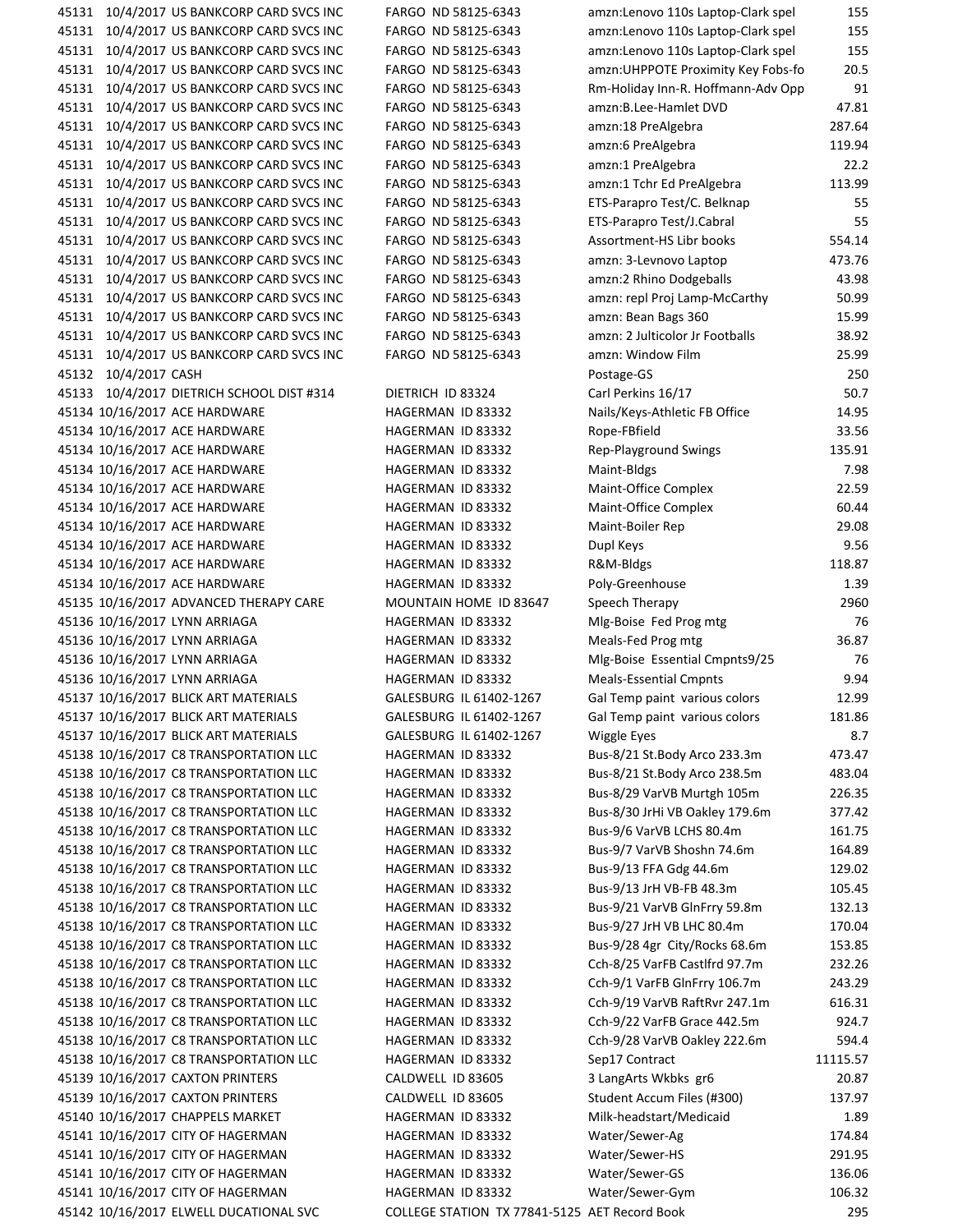| | | | | | |
|---|---|---|---|---|---|
| 45131 | 10/4/2017 | US BANKCORP CARD SVCS INC | FARGO ND 58125-6343 | amzn:Lenovo 110s Laptop-Clark spel | 155 |
| 45131 | 10/4/2017 | US BANKCORP CARD SVCS INC | FARGO ND 58125-6343 | amzn:Lenovo 110s Laptop-Clark spel | 155 |
| 45131 | 10/4/2017 | US BANKCORP CARD SVCS INC | FARGO ND 58125-6343 | amzn:Lenovo 110s Laptop-Clark spel | 155 |
| 45131 | 10/4/2017 | US BANKCORP CARD SVCS INC | FARGO ND 58125-6343 | amzn:UHPPOTE Proximity Key Fobs-fo | 20.5 |
| 45131 | 10/4/2017 | US BANKCORP CARD SVCS INC | FARGO ND 58125-6343 | Rm-Holiday Inn-R. Hoffmann-Adv Opp | 91 |
| 45131 | 10/4/2017 | US BANKCORP CARD SVCS INC | FARGO ND 58125-6343 | amzn:B.Lee-Hamlet DVD | 47.81 |
| 45131 | 10/4/2017 | US BANKCORP CARD SVCS INC | FARGO ND 58125-6343 | amzn:18 PreAlgebra | 287.64 |
| 45131 | 10/4/2017 | US BANKCORP CARD SVCS INC | FARGO ND 58125-6343 | amzn:6 PreAlgebra | 119.94 |
| 45131 | 10/4/2017 | US BANKCORP CARD SVCS INC | FARGO ND 58125-6343 | amzn:1 PreAlgebra | 22.2 |
| 45131 | 10/4/2017 | US BANKCORP CARD SVCS INC | FARGO ND 58125-6343 | amzn:1 Tchr Ed PreAlgebra | 113.99 |
| 45131 | 10/4/2017 | US BANKCORP CARD SVCS INC | FARGO ND 58125-6343 | ETS-Parapro Test/C. Belknap | 55 |
| 45131 | 10/4/2017 | US BANKCORP CARD SVCS INC | FARGO ND 58125-6343 | ETS-Parapro Test/J.Cabral | 55 |
| 45131 | 10/4/2017 | US BANKCORP CARD SVCS INC | FARGO ND 58125-6343 | Assortment-HS Libr books | 554.14 |
| 45131 | 10/4/2017 | US BANKCORP CARD SVCS INC | FARGO ND 58125-6343 | amzn: 3-Levnovo Laptop | 473.76 |
| 45131 | 10/4/2017 | US BANKCORP CARD SVCS INC | FARGO ND 58125-6343 | amzn:2 Rhino Dodgeballs | 43.98 |
| 45131 | 10/4/2017 | US BANKCORP CARD SVCS INC | FARGO ND 58125-6343 | amzn: repl Proj Lamp-McCarthy | 50.99 |
| 45131 | 10/4/2017 | US BANKCORP CARD SVCS INC | FARGO ND 58125-6343 | amzn: Bean Bags 360 | 15.99 |
| 45131 | 10/4/2017 | US BANKCORP CARD SVCS INC | FARGO ND 58125-6343 | amzn: 2 Julticolor Jr Footballs | 38.92 |
| 45131 | 10/4/2017 | US BANKCORP CARD SVCS INC | FARGO ND 58125-6343 | amzn: Window Film | 25.99 |
| 45132 | 10/4/2017 | CASH | | Postage-GS | 250 |
| 45133 | 10/4/2017 | DIETRICH SCHOOL DIST #314 | DIETRICH ID 83324 | Carl Perkins 16/17 | 50.7 |
| 45134 | 10/16/2017 | ACE HARDWARE | HAGERMAN ID 83332 | Nails/Keys-Athletic FB Office | 14.95 |
| 45134 | 10/16/2017 | ACE HARDWARE | HAGERMAN ID 83332 | Rope-FBfield | 33.56 |
| 45134 | 10/16/2017 | ACE HARDWARE | HAGERMAN ID 83332 | Rep-Playground Swings | 135.91 |
| 45134 | 10/16/2017 | ACE HARDWARE | HAGERMAN ID 83332 | Maint-Bldgs | 7.98 |
| 45134 | 10/16/2017 | ACE HARDWARE | HAGERMAN ID 83332 | Maint-Office Complex | 22.59 |
| 45134 | 10/16/2017 | ACE HARDWARE | HAGERMAN ID 83332 | Maint-Office Complex | 60.44 |
| 45134 | 10/16/2017 | ACE HARDWARE | HAGERMAN ID 83332 | Maint-Boiler Rep | 29.08 |
| 45134 | 10/16/2017 | ACE HARDWARE | HAGERMAN ID 83332 | Dupl Keys | 9.56 |
| 45134 | 10/16/2017 | ACE HARDWARE | HAGERMAN ID 83332 | R&M-Bldgs | 118.87 |
| 45134 | 10/16/2017 | ACE HARDWARE | HAGERMAN ID 83332 | Poly-Greenhouse | 1.39 |
| 45135 | 10/16/2017 | ADVANCED THERAPY CARE | MOUNTAIN HOME ID 83647 | Speech Therapy | 2960 |
| 45136 | 10/16/2017 | LYNN ARRIAGA | HAGERMAN ID 83332 | Mlg-Boise Fed Prog mtg | 76 |
| 45136 | 10/16/2017 | LYNN ARRIAGA | HAGERMAN ID 83332 | Meals-Fed Prog mtg | 36.87 |
| 45136 | 10/16/2017 | LYNN ARRIAGA | HAGERMAN ID 83332 | Mlg-Boise Essential Cmpnts9/25 | 76 |
| 45136 | 10/16/2017 | LYNN ARRIAGA | HAGERMAN ID 83332 | Meals-Essential Cmpnts | 9.94 |
| 45137 | 10/16/2017 | BLICK ART MATERIALS | GALESBURG IL 61402-1267 | Gal Temp paint various colors | 12.99 |
| 45137 | 10/16/2017 | BLICK ART MATERIALS | GALESBURG IL 61402-1267 | Gal Temp paint various colors | 181.86 |
| 45137 | 10/16/2017 | BLICK ART MATERIALS | GALESBURG IL 61402-1267 | Wiggle Eyes | 8.7 |
| 45138 | 10/16/2017 | C8 TRANSPORTATION LLC | HAGERMAN ID 83332 | Bus-8/21 St.Body Arco 233.3m | 473.47 |
| 45138 | 10/16/2017 | C8 TRANSPORTATION LLC | HAGERMAN ID 83332 | Bus-8/21 St.Body Arco 238.5m | 483.04 |
| 45138 | 10/16/2017 | C8 TRANSPORTATION LLC | HAGERMAN ID 83332 | Bus-8/29 VarVB Murtgh 105m | 226.35 |
| 45138 | 10/16/2017 | C8 TRANSPORTATION LLC | HAGERMAN ID 83332 | Bus-8/30 JrHi VB Oakley 179.6m | 377.42 |
| 45138 | 10/16/2017 | C8 TRANSPORTATION LLC | HAGERMAN ID 83332 | Bus-9/6 VarVB LCHS 80.4m | 161.75 |
| 45138 | 10/16/2017 | C8 TRANSPORTATION LLC | HAGERMAN ID 83332 | Bus-9/7 VarVB Shoshn 74.6m | 164.89 |
| 45138 | 10/16/2017 | C8 TRANSPORTATION LLC | HAGERMAN ID 83332 | Bus-9/13 FFA Gdg 44.6m | 129.02 |
| 45138 | 10/16/2017 | C8 TRANSPORTATION LLC | HAGERMAN ID 83332 | Bus-9/13 JrH VB-FB 48.3m | 105.45 |
| 45138 | 10/16/2017 | C8 TRANSPORTATION LLC | HAGERMAN ID 83332 | Bus-9/21 VarVB GlnFrry 59.8m | 132.13 |
| 45138 | 10/16/2017 | C8 TRANSPORTATION LLC | HAGERMAN ID 83332 | Bus-9/27 JrH VB LHC 80.4m | 170.04 |
| 45138 | 10/16/2017 | C8 TRANSPORTATION LLC | HAGERMAN ID 83332 | Bus-9/28 4gr City/Rocks 68.6m | 153.85 |
| 45138 | 10/16/2017 | C8 TRANSPORTATION LLC | HAGERMAN ID 83332 | Cch-8/25 VarFB Castlfrd 97.7m | 232.26 |
| 45138 | 10/16/2017 | C8 TRANSPORTATION LLC | HAGERMAN ID 83332 | Cch-9/1 VarFB GlnFrry 106.7m | 243.29 |
| 45138 | 10/16/2017 | C8 TRANSPORTATION LLC | HAGERMAN ID 83332 | Cch-9/19 VarVB RaftRvr 247.1m | 616.31 |
| 45138 | 10/16/2017 | C8 TRANSPORTATION LLC | HAGERMAN ID 83332 | Cch-9/22 VarFB Grace 442.5m | 924.7 |
| 45138 | 10/16/2017 | C8 TRANSPORTATION LLC | HAGERMAN ID 83332 | Cch-9/28 VarVB Oakley 222.6m | 594.4 |
| 45138 | 10/16/2017 | C8 TRANSPORTATION LLC | HAGERMAN ID 83332 | Sep17 Contract | 11115.57 |
| 45139 | 10/16/2017 | CAXTON PRINTERS | CALDWELL ID 83605 | 3 LangArts Wkbks gr6 | 20.87 |
| 45139 | 10/16/2017 | CAXTON PRINTERS | CALDWELL ID 83605 | Student Accum Files (#300) | 137.97 |
| 45140 | 10/16/2017 | CHAPPELS MARKET | HAGERMAN ID 83332 | Milk-headstart/Medicaid | 1.89 |
| 45141 | 10/16/2017 | CITY OF HAGERMAN | HAGERMAN ID 83332 | Water/Sewer-Ag | 174.84 |
| 45141 | 10/16/2017 | CITY OF HAGERMAN | HAGERMAN ID 83332 | Water/Sewer-HS | 291.95 |
| 45141 | 10/16/2017 | CITY OF HAGERMAN | HAGERMAN ID 83332 | Water/Sewer-GS | 136.06 |
| 45141 | 10/16/2017 | CITY OF HAGERMAN | HAGERMAN ID 83332 | Water/Sewer-Gym | 106.32 |
| 45142 | 10/16/2017 | ELWELL DUCATIONAL SVC | COLLEGE STATION TX 77841-5125 | AET Record Book | 295 |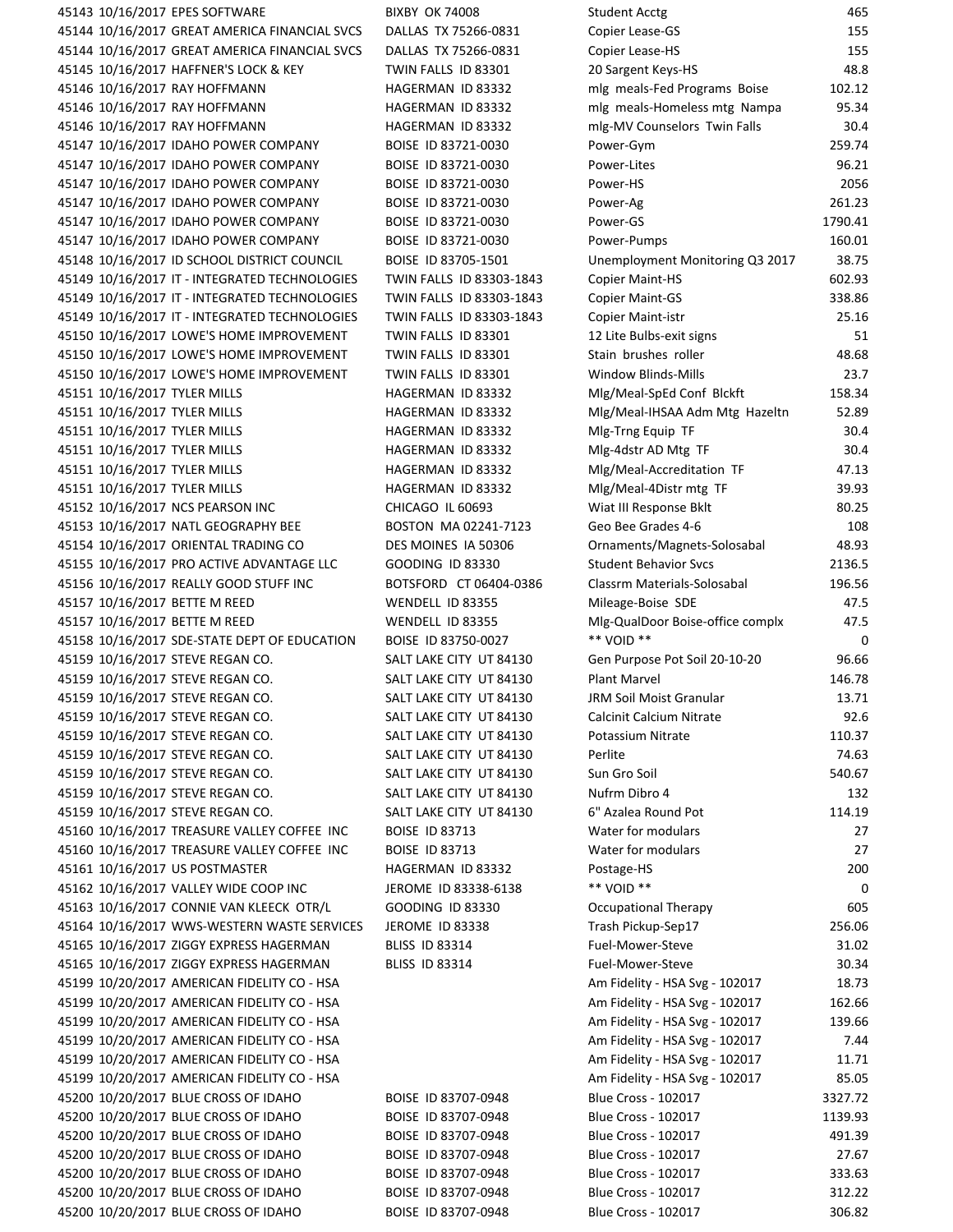| | | | | | |
|---|---|---|---|---|---|
| 45143 | 10/16/2017 | EPES SOFTWARE | BIXBY OK 74008 | Student Acctg | 465 |
| 45144 | 10/16/2017 | GREAT AMERICA FINANCIAL SVCS | DALLAS TX 75266-0831 | Copier Lease-GS | 155 |
| 45144 | 10/16/2017 | GREAT AMERICA FINANCIAL SVCS | DALLAS TX 75266-0831 | Copier Lease-HS | 155 |
| 45145 | 10/16/2017 | HAFFNER'S LOCK & KEY | TWIN FALLS ID 83301 | 20 Sargent Keys-HS | 48.8 |
| 45146 | 10/16/2017 | RAY HOFFMANN | HAGERMAN ID 83332 | mlg meals-Fed Programs Boise | 102.12 |
| 45146 | 10/16/2017 | RAY HOFFMANN | HAGERMAN ID 83332 | mlg meals-Homeless mtg Nampa | 95.34 |
| 45146 | 10/16/2017 | RAY HOFFMANN | HAGERMAN ID 83332 | mlg-MV Counselors Twin Falls | 30.4 |
| 45147 | 10/16/2017 | IDAHO POWER COMPANY | BOISE ID 83721-0030 | Power-Gym | 259.74 |
| 45147 | 10/16/2017 | IDAHO POWER COMPANY | BOISE ID 83721-0030 | Power-Lites | 96.21 |
| 45147 | 10/16/2017 | IDAHO POWER COMPANY | BOISE ID 83721-0030 | Power-HS | 2056 |
| 45147 | 10/16/2017 | IDAHO POWER COMPANY | BOISE ID 83721-0030 | Power-Ag | 261.23 |
| 45147 | 10/16/2017 | IDAHO POWER COMPANY | BOISE ID 83721-0030 | Power-GS | 1790.41 |
| 45147 | 10/16/2017 | IDAHO POWER COMPANY | BOISE ID 83721-0030 | Power-Pumps | 160.01 |
| 45148 | 10/16/2017 | ID SCHOOL DISTRICT COUNCIL | BOISE ID 83705-1501 | Unemployment Monitoring Q3 2017 | 38.75 |
| 45149 | 10/16/2017 | IT - INTEGRATED TECHNOLOGIES | TWIN FALLS ID 83303-1843 | Copier Maint-HS | 602.93 |
| 45149 | 10/16/2017 | IT - INTEGRATED TECHNOLOGIES | TWIN FALLS ID 83303-1843 | Copier Maint-GS | 338.86 |
| 45149 | 10/16/2017 | IT - INTEGRATED TECHNOLOGIES | TWIN FALLS ID 83303-1843 | Copier Maint-istr | 25.16 |
| 45150 | 10/16/2017 | LOWE'S HOME IMPROVEMENT | TWIN FALLS ID 83301 | 12 Lite Bulbs-exit signs | 51 |
| 45150 | 10/16/2017 | LOWE'S HOME IMPROVEMENT | TWIN FALLS ID 83301 | Stain brushes roller | 48.68 |
| 45150 | 10/16/2017 | LOWE'S HOME IMPROVEMENT | TWIN FALLS ID 83301 | Window Blinds-Mills | 23.7 |
| 45151 | 10/16/2017 | TYLER MILLS | HAGERMAN ID 83332 | Mlg/Meal-SpEd Conf Blckft | 158.34 |
| 45151 | 10/16/2017 | TYLER MILLS | HAGERMAN ID 83332 | Mlg/Meal-IHSAA Adm Mtg Hazeltn | 52.89 |
| 45151 | 10/16/2017 | TYLER MILLS | HAGERMAN ID 83332 | Mlg-Trng Equip TF | 30.4 |
| 45151 | 10/16/2017 | TYLER MILLS | HAGERMAN ID 83332 | Mlg-4dstr AD Mtg TF | 30.4 |
| 45151 | 10/16/2017 | TYLER MILLS | HAGERMAN ID 83332 | Mlg/Meal-Accreditation TF | 47.13 |
| 45151 | 10/16/2017 | TYLER MILLS | HAGERMAN ID 83332 | Mlg/Meal-4Distr mtg TF | 39.93 |
| 45152 | 10/16/2017 | NCS PEARSON INC | CHICAGO IL 60693 | Wiat III Response Bklt | 80.25 |
| 45153 | 10/16/2017 | NATL GEOGRAPHY BEE | BOSTON MA 02241-7123 | Geo Bee Grades 4-6 | 108 |
| 45154 | 10/16/2017 | ORIENTAL TRADING CO | DES MOINES IA 50306 | Ornaments/Magnets-Solosabal | 48.93 |
| 45155 | 10/16/2017 | PRO ACTIVE ADVANTAGE LLC | GOODING ID 83330 | Student Behavior Svcs | 2136.5 |
| 45156 | 10/16/2017 | REALLY GOOD STUFF INC | BOTSFORD CT 06404-0386 | Classrm Materials-Solosabal | 196.56 |
| 45157 | 10/16/2017 | BETTE M REED | WENDELL ID 83355 | Mileage-Boise SDE | 47.5 |
| 45157 | 10/16/2017 | BETTE M REED | WENDELL ID 83355 | Mlg-QualDoor Boise-office complx | 47.5 |
| 45158 | 10/16/2017 | SDE-STATE DEPT OF EDUCATION | BOISE ID 83750-0027 | ** VOID ** | 0 |
| 45159 | 10/16/2017 | STEVE REGAN CO. | SALT LAKE CITY UT 84130 | Gen Purpose Pot Soil 20-10-20 | 96.66 |
| 45159 | 10/16/2017 | STEVE REGAN CO. | SALT LAKE CITY UT 84130 | Plant Marvel | 146.78 |
| 45159 | 10/16/2017 | STEVE REGAN CO. | SALT LAKE CITY UT 84130 | JRM Soil Moist Granular | 13.71 |
| 45159 | 10/16/2017 | STEVE REGAN CO. | SALT LAKE CITY UT 84130 | Calcinit Calcium Nitrate | 92.6 |
| 45159 | 10/16/2017 | STEVE REGAN CO. | SALT LAKE CITY UT 84130 | Potassium Nitrate | 110.37 |
| 45159 | 10/16/2017 | STEVE REGAN CO. | SALT LAKE CITY UT 84130 | Perlite | 74.63 |
| 45159 | 10/16/2017 | STEVE REGAN CO. | SALT LAKE CITY UT 84130 | Sun Gro Soil | 540.67 |
| 45159 | 10/16/2017 | STEVE REGAN CO. | SALT LAKE CITY UT 84130 | Nufrm Dibro 4 | 132 |
| 45159 | 10/16/2017 | STEVE REGAN CO. | SALT LAKE CITY UT 84130 | 6" Azalea Round Pot | 114.19 |
| 45160 | 10/16/2017 | TREASURE VALLEY COFFEE INC | BOISE ID 83713 | Water for modulars | 27 |
| 45160 | 10/16/2017 | TREASURE VALLEY COFFEE INC | BOISE ID 83713 | Water for modulars | 27 |
| 45161 | 10/16/2017 | US POSTMASTER | HAGERMAN ID 83332 | Postage-HS | 200 |
| 45162 | 10/16/2017 | VALLEY WIDE COOP INC | JEROME ID 83338-6138 | ** VOID ** | 0 |
| 45163 | 10/16/2017 | CONNIE VAN KLEECK OTR/L | GOODING ID 83330 | Occupational Therapy | 605 |
| 45164 | 10/16/2017 | WWS-WESTERN WASTE SERVICES | JEROME ID 83338 | Trash Pickup-Sep17 | 256.06 |
| 45165 | 10/16/2017 | ZIGGY EXPRESS HAGERMAN | BLISS ID 83314 | Fuel-Mower-Steve | 31.02 |
| 45165 | 10/16/2017 | ZIGGY EXPRESS HAGERMAN | BLISS ID 83314 | Fuel-Mower-Steve | 30.34 |
| 45199 | 10/20/2017 | AMERICAN FIDELITY CO - HSA | | Am Fidelity - HSA Svg - 102017 | 18.73 |
| 45199 | 10/20/2017 | AMERICAN FIDELITY CO - HSA | | Am Fidelity - HSA Svg - 102017 | 162.66 |
| 45199 | 10/20/2017 | AMERICAN FIDELITY CO - HSA | | Am Fidelity - HSA Svg - 102017 | 139.66 |
| 45199 | 10/20/2017 | AMERICAN FIDELITY CO - HSA | | Am Fidelity - HSA Svg - 102017 | 7.44 |
| 45199 | 10/20/2017 | AMERICAN FIDELITY CO - HSA | | Am Fidelity - HSA Svg - 102017 | 11.71 |
| 45199 | 10/20/2017 | AMERICAN FIDELITY CO - HSA | | Am Fidelity - HSA Svg - 102017 | 85.05 |
| 45200 | 10/20/2017 | BLUE CROSS OF IDAHO | BOISE ID 83707-0948 | Blue Cross - 102017 | 3327.72 |
| 45200 | 10/20/2017 | BLUE CROSS OF IDAHO | BOISE ID 83707-0948 | Blue Cross - 102017 | 1139.93 |
| 45200 | 10/20/2017 | BLUE CROSS OF IDAHO | BOISE ID 83707-0948 | Blue Cross - 102017 | 491.39 |
| 45200 | 10/20/2017 | BLUE CROSS OF IDAHO | BOISE ID 83707-0948 | Blue Cross - 102017 | 27.67 |
| 45200 | 10/20/2017 | BLUE CROSS OF IDAHO | BOISE ID 83707-0948 | Blue Cross - 102017 | 333.63 |
| 45200 | 10/20/2017 | BLUE CROSS OF IDAHO | BOISE ID 83707-0948 | Blue Cross - 102017 | 312.22 |
| 45200 | 10/20/2017 | BLUE CROSS OF IDAHO | BOISE ID 83707-0948 | Blue Cross - 102017 | 306.82 |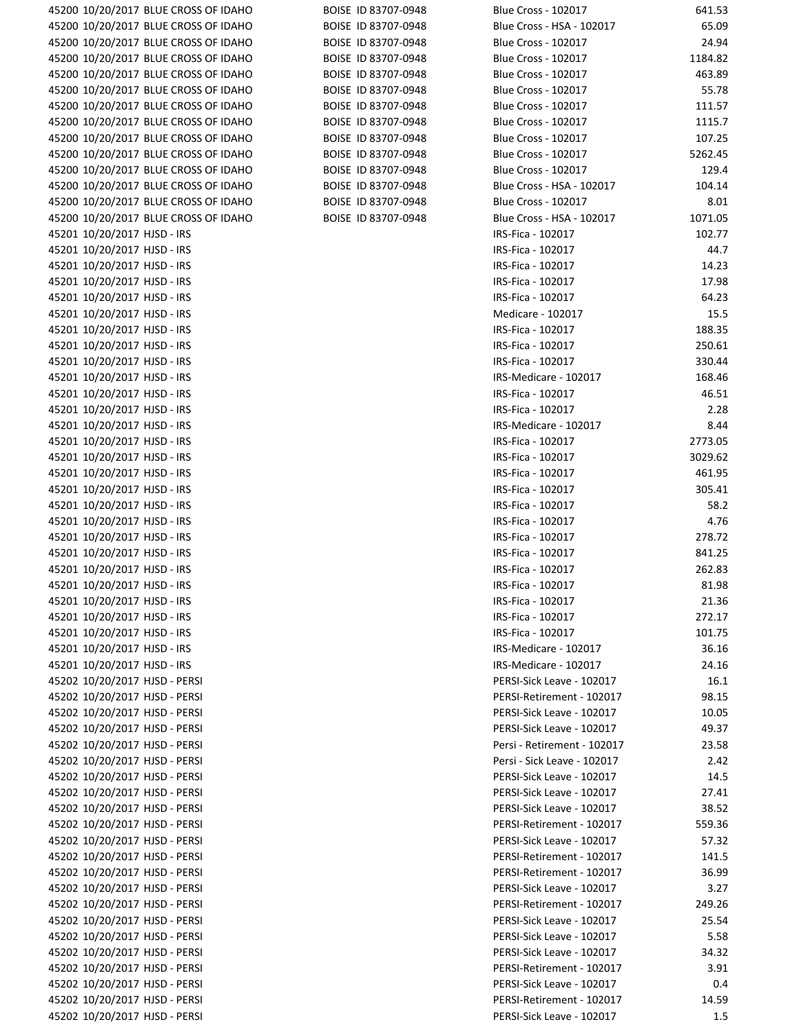| | | | | | |
|---|---|---|---|---|---|
| 45200 | 10/20/2017 | BLUE CROSS OF IDAHO | BOISE ID 83707-0948 | Blue Cross - 102017 | 641.53 |
| 45200 | 10/20/2017 | BLUE CROSS OF IDAHO | BOISE ID 83707-0948 | Blue Cross - HSA - 102017 | 65.09 |
| 45200 | 10/20/2017 | BLUE CROSS OF IDAHO | BOISE ID 83707-0948 | Blue Cross - 102017 | 24.94 |
| 45200 | 10/20/2017 | BLUE CROSS OF IDAHO | BOISE ID 83707-0948 | Blue Cross - 102017 | 1184.82 |
| 45200 | 10/20/2017 | BLUE CROSS OF IDAHO | BOISE ID 83707-0948 | Blue Cross - 102017 | 463.89 |
| 45200 | 10/20/2017 | BLUE CROSS OF IDAHO | BOISE ID 83707-0948 | Blue Cross - 102017 | 55.78 |
| 45200 | 10/20/2017 | BLUE CROSS OF IDAHO | BOISE ID 83707-0948 | Blue Cross - 102017 | 111.57 |
| 45200 | 10/20/2017 | BLUE CROSS OF IDAHO | BOISE ID 83707-0948 | Blue Cross - 102017 | 1115.7 |
| 45200 | 10/20/2017 | BLUE CROSS OF IDAHO | BOISE ID 83707-0948 | Blue Cross - 102017 | 107.25 |
| 45200 | 10/20/2017 | BLUE CROSS OF IDAHO | BOISE ID 83707-0948 | Blue Cross - 102017 | 5262.45 |
| 45200 | 10/20/2017 | BLUE CROSS OF IDAHO | BOISE ID 83707-0948 | Blue Cross - 102017 | 129.4 |
| 45200 | 10/20/2017 | BLUE CROSS OF IDAHO | BOISE ID 83707-0948 | Blue Cross - HSA - 102017 | 104.14 |
| 45200 | 10/20/2017 | BLUE CROSS OF IDAHO | BOISE ID 83707-0948 | Blue Cross - 102017 | 8.01 |
| 45200 | 10/20/2017 | BLUE CROSS OF IDAHO | BOISE ID 83707-0948 | Blue Cross - HSA - 102017 | 1071.05 |
| 45201 | 10/20/2017 | HJSD - IRS | | IRS-Fica - 102017 | 102.77 |
| 45201 | 10/20/2017 | HJSD - IRS | | IRS-Fica - 102017 | 44.7 |
| 45201 | 10/20/2017 | HJSD - IRS | | IRS-Fica - 102017 | 14.23 |
| 45201 | 10/20/2017 | HJSD - IRS | | IRS-Fica - 102017 | 17.98 |
| 45201 | 10/20/2017 | HJSD - IRS | | IRS-Fica - 102017 | 64.23 |
| 45201 | 10/20/2017 | HJSD - IRS | | Medicare - 102017 | 15.5 |
| 45201 | 10/20/2017 | HJSD - IRS | | IRS-Fica - 102017 | 188.35 |
| 45201 | 10/20/2017 | HJSD - IRS | | IRS-Fica - 102017 | 250.61 |
| 45201 | 10/20/2017 | HJSD - IRS | | IRS-Fica - 102017 | 330.44 |
| 45201 | 10/20/2017 | HJSD - IRS | | IRS-Medicare - 102017 | 168.46 |
| 45201 | 10/20/2017 | HJSD - IRS | | IRS-Fica - 102017 | 46.51 |
| 45201 | 10/20/2017 | HJSD - IRS | | IRS-Fica - 102017 | 2.28 |
| 45201 | 10/20/2017 | HJSD - IRS | | IRS-Medicare - 102017 | 8.44 |
| 45201 | 10/20/2017 | HJSD - IRS | | IRS-Fica - 102017 | 2773.05 |
| 45201 | 10/20/2017 | HJSD - IRS | | IRS-Fica - 102017 | 3029.62 |
| 45201 | 10/20/2017 | HJSD - IRS | | IRS-Fica - 102017 | 461.95 |
| 45201 | 10/20/2017 | HJSD - IRS | | IRS-Fica - 102017 | 305.41 |
| 45201 | 10/20/2017 | HJSD - IRS | | IRS-Fica - 102017 | 58.2 |
| 45201 | 10/20/2017 | HJSD - IRS | | IRS-Fica - 102017 | 4.76 |
| 45201 | 10/20/2017 | HJSD - IRS | | IRS-Fica - 102017 | 278.72 |
| 45201 | 10/20/2017 | HJSD - IRS | | IRS-Fica - 102017 | 841.25 |
| 45201 | 10/20/2017 | HJSD - IRS | | IRS-Fica - 102017 | 262.83 |
| 45201 | 10/20/2017 | HJSD - IRS | | IRS-Fica - 102017 | 81.98 |
| 45201 | 10/20/2017 | HJSD - IRS | | IRS-Fica - 102017 | 21.36 |
| 45201 | 10/20/2017 | HJSD - IRS | | IRS-Fica - 102017 | 272.17 |
| 45201 | 10/20/2017 | HJSD - IRS | | IRS-Fica - 102017 | 101.75 |
| 45201 | 10/20/2017 | HJSD - IRS | | IRS-Medicare - 102017 | 36.16 |
| 45201 | 10/20/2017 | HJSD - IRS | | IRS-Medicare - 102017 | 24.16 |
| 45202 | 10/20/2017 | HJSD - PERSI | | PERSI-Sick Leave - 102017 | 16.1 |
| 45202 | 10/20/2017 | HJSD - PERSI | | PERSI-Retirement - 102017 | 98.15 |
| 45202 | 10/20/2017 | HJSD - PERSI | | PERSI-Sick Leave - 102017 | 10.05 |
| 45202 | 10/20/2017 | HJSD - PERSI | | PERSI-Sick Leave - 102017 | 49.37 |
| 45202 | 10/20/2017 | HJSD - PERSI | | Persi - Retirement - 102017 | 23.58 |
| 45202 | 10/20/2017 | HJSD - PERSI | | Persi - Sick Leave - 102017 | 2.42 |
| 45202 | 10/20/2017 | HJSD - PERSI | | PERSI-Sick Leave - 102017 | 14.5 |
| 45202 | 10/20/2017 | HJSD - PERSI | | PERSI-Sick Leave - 102017 | 27.41 |
| 45202 | 10/20/2017 | HJSD - PERSI | | PERSI-Sick Leave - 102017 | 38.52 |
| 45202 | 10/20/2017 | HJSD - PERSI | | PERSI-Retirement - 102017 | 559.36 |
| 45202 | 10/20/2017 | HJSD - PERSI | | PERSI-Sick Leave - 102017 | 57.32 |
| 45202 | 10/20/2017 | HJSD - PERSI | | PERSI-Retirement - 102017 | 141.5 |
| 45202 | 10/20/2017 | HJSD - PERSI | | PERSI-Retirement - 102017 | 36.99 |
| 45202 | 10/20/2017 | HJSD - PERSI | | PERSI-Sick Leave - 102017 | 3.27 |
| 45202 | 10/20/2017 | HJSD - PERSI | | PERSI-Retirement - 102017 | 249.26 |
| 45202 | 10/20/2017 | HJSD - PERSI | | PERSI-Sick Leave - 102017 | 25.54 |
| 45202 | 10/20/2017 | HJSD - PERSI | | PERSI-Sick Leave - 102017 | 5.58 |
| 45202 | 10/20/2017 | HJSD - PERSI | | PERSI-Sick Leave - 102017 | 34.32 |
| 45202 | 10/20/2017 | HJSD - PERSI | | PERSI-Retirement - 102017 | 3.91 |
| 45202 | 10/20/2017 | HJSD - PERSI | | PERSI-Sick Leave - 102017 | 0.4 |
| 45202 | 10/20/2017 | HJSD - PERSI | | PERSI-Retirement - 102017 | 14.59 |
| 45202 | 10/20/2017 | HJSD - PERSI | | PERSI-Sick Leave - 102017 | 1.5 |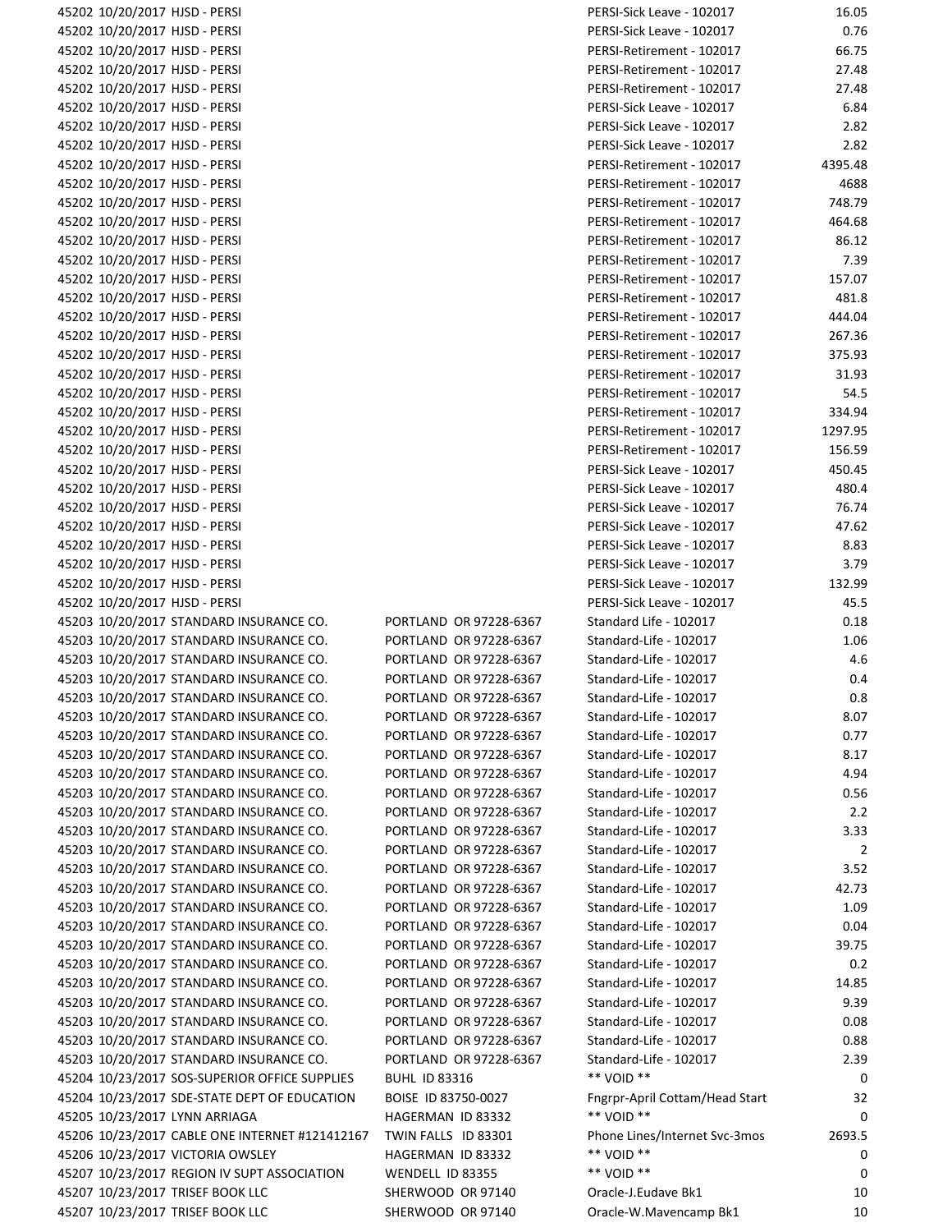| | | | | | |
|---|---|---|---|---|---|
| 45202 | 10/20/2017 | HJSD - PERSI | | PERSI-Sick Leave - 102017 | 16.05 |
| 45202 | 10/20/2017 | HJSD - PERSI | | PERSI-Sick Leave - 102017 | 0.76 |
| 45202 | 10/20/2017 | HJSD - PERSI | | PERSI-Retirement - 102017 | 66.75 |
| 45202 | 10/20/2017 | HJSD - PERSI | | PERSI-Retirement - 102017 | 27.48 |
| 45202 | 10/20/2017 | HJSD - PERSI | | PERSI-Retirement - 102017 | 27.48 |
| 45202 | 10/20/2017 | HJSD - PERSI | | PERSI-Sick Leave - 102017 | 6.84 |
| 45202 | 10/20/2017 | HJSD - PERSI | | PERSI-Sick Leave - 102017 | 2.82 |
| 45202 | 10/20/2017 | HJSD - PERSI | | PERSI-Sick Leave - 102017 | 2.82 |
| 45202 | 10/20/2017 | HJSD - PERSI | | PERSI-Retirement - 102017 | 4395.48 |
| 45202 | 10/20/2017 | HJSD - PERSI | | PERSI-Retirement - 102017 | 4688 |
| 45202 | 10/20/2017 | HJSD - PERSI | | PERSI-Retirement - 102017 | 748.79 |
| 45202 | 10/20/2017 | HJSD - PERSI | | PERSI-Retirement - 102017 | 464.68 |
| 45202 | 10/20/2017 | HJSD - PERSI | | PERSI-Retirement - 102017 | 86.12 |
| 45202 | 10/20/2017 | HJSD - PERSI | | PERSI-Retirement - 102017 | 7.39 |
| 45202 | 10/20/2017 | HJSD - PERSI | | PERSI-Retirement - 102017 | 157.07 |
| 45202 | 10/20/2017 | HJSD - PERSI | | PERSI-Retirement - 102017 | 481.8 |
| 45202 | 10/20/2017 | HJSD - PERSI | | PERSI-Retirement - 102017 | 444.04 |
| 45202 | 10/20/2017 | HJSD - PERSI | | PERSI-Retirement - 102017 | 267.36 |
| 45202 | 10/20/2017 | HJSD - PERSI | | PERSI-Retirement - 102017 | 375.93 |
| 45202 | 10/20/2017 | HJSD - PERSI | | PERSI-Retirement - 102017 | 31.93 |
| 45202 | 10/20/2017 | HJSD - PERSI | | PERSI-Retirement - 102017 | 54.5 |
| 45202 | 10/20/2017 | HJSD - PERSI | | PERSI-Retirement - 102017 | 334.94 |
| 45202 | 10/20/2017 | HJSD - PERSI | | PERSI-Retirement - 102017 | 1297.95 |
| 45202 | 10/20/2017 | HJSD - PERSI | | PERSI-Retirement - 102017 | 156.59 |
| 45202 | 10/20/2017 | HJSD - PERSI | | PERSI-Sick Leave - 102017 | 450.45 |
| 45202 | 10/20/2017 | HJSD - PERSI | | PERSI-Sick Leave - 102017 | 480.4 |
| 45202 | 10/20/2017 | HJSD - PERSI | | PERSI-Sick Leave - 102017 | 76.74 |
| 45202 | 10/20/2017 | HJSD - PERSI | | PERSI-Sick Leave - 102017 | 47.62 |
| 45202 | 10/20/2017 | HJSD - PERSI | | PERSI-Sick Leave - 102017 | 8.83 |
| 45202 | 10/20/2017 | HJSD - PERSI | | PERSI-Sick Leave - 102017 | 3.79 |
| 45202 | 10/20/2017 | HJSD - PERSI | | PERSI-Sick Leave - 102017 | 132.99 |
| 45202 | 10/20/2017 | HJSD - PERSI | | PERSI-Sick Leave - 102017 | 45.5 |
| 45203 | 10/20/2017 | STANDARD INSURANCE CO. | PORTLAND OR 97228-6367 | Standard Life - 102017 | 0.18 |
| 45203 | 10/20/2017 | STANDARD INSURANCE CO. | PORTLAND OR 97228-6367 | Standard-Life - 102017 | 1.06 |
| 45203 | 10/20/2017 | STANDARD INSURANCE CO. | PORTLAND OR 97228-6367 | Standard-Life - 102017 | 4.6 |
| 45203 | 10/20/2017 | STANDARD INSURANCE CO. | PORTLAND OR 97228-6367 | Standard-Life - 102017 | 0.4 |
| 45203 | 10/20/2017 | STANDARD INSURANCE CO. | PORTLAND OR 97228-6367 | Standard-Life - 102017 | 0.8 |
| 45203 | 10/20/2017 | STANDARD INSURANCE CO. | PORTLAND OR 97228-6367 | Standard-Life - 102017 | 8.07 |
| 45203 | 10/20/2017 | STANDARD INSURANCE CO. | PORTLAND OR 97228-6367 | Standard-Life - 102017 | 0.77 |
| 45203 | 10/20/2017 | STANDARD INSURANCE CO. | PORTLAND OR 97228-6367 | Standard-Life - 102017 | 8.17 |
| 45203 | 10/20/2017 | STANDARD INSURANCE CO. | PORTLAND OR 97228-6367 | Standard-Life - 102017 | 4.94 |
| 45203 | 10/20/2017 | STANDARD INSURANCE CO. | PORTLAND OR 97228-6367 | Standard-Life - 102017 | 0.56 |
| 45203 | 10/20/2017 | STANDARD INSURANCE CO. | PORTLAND OR 97228-6367 | Standard-Life - 102017 | 2.2 |
| 45203 | 10/20/2017 | STANDARD INSURANCE CO. | PORTLAND OR 97228-6367 | Standard-Life - 102017 | 3.33 |
| 45203 | 10/20/2017 | STANDARD INSURANCE CO. | PORTLAND OR 97228-6367 | Standard-Life - 102017 | 2 |
| 45203 | 10/20/2017 | STANDARD INSURANCE CO. | PORTLAND OR 97228-6367 | Standard-Life - 102017 | 3.52 |
| 45203 | 10/20/2017 | STANDARD INSURANCE CO. | PORTLAND OR 97228-6367 | Standard-Life - 102017 | 42.73 |
| 45203 | 10/20/2017 | STANDARD INSURANCE CO. | PORTLAND OR 97228-6367 | Standard-Life - 102017 | 1.09 |
| 45203 | 10/20/2017 | STANDARD INSURANCE CO. | PORTLAND OR 97228-6367 | Standard-Life - 102017 | 0.04 |
| 45203 | 10/20/2017 | STANDARD INSURANCE CO. | PORTLAND OR 97228-6367 | Standard-Life - 102017 | 39.75 |
| 45203 | 10/20/2017 | STANDARD INSURANCE CO. | PORTLAND OR 97228-6367 | Standard-Life - 102017 | 0.2 |
| 45203 | 10/20/2017 | STANDARD INSURANCE CO. | PORTLAND OR 97228-6367 | Standard-Life - 102017 | 14.85 |
| 45203 | 10/20/2017 | STANDARD INSURANCE CO. | PORTLAND OR 97228-6367 | Standard-Life - 102017 | 9.39 |
| 45203 | 10/20/2017 | STANDARD INSURANCE CO. | PORTLAND OR 97228-6367 | Standard-Life - 102017 | 0.08 |
| 45203 | 10/20/2017 | STANDARD INSURANCE CO. | PORTLAND OR 97228-6367 | Standard-Life - 102017 | 0.88 |
| 45203 | 10/20/2017 | STANDARD INSURANCE CO. | PORTLAND OR 97228-6367 | Standard-Life - 102017 | 2.39 |
| 45204 | 10/23/2017 | SOS-SUPERIOR OFFICE SUPPLIES | BUHL ID 83316 | ** VOID ** | 0 |
| 45204 | 10/23/2017 | SDE-STATE DEPT OF EDUCATION | BOISE ID 83750-0027 | Fngrpr-April Cottam/Head Start | 32 |
| 45205 | 10/23/2017 | LYNN ARRIAGA | HAGERMAN ID 83332 | ** VOID ** | 0 |
| 45206 | 10/23/2017 | CABLE ONE INTERNET #121412167 | TWIN FALLS ID 83301 | Phone Lines/Internet Svc-3mos | 2693.5 |
| 45206 | 10/23/2017 | VICTORIA OWSLEY | HAGERMAN ID 83332 | ** VOID ** | 0 |
| 45207 | 10/23/2017 | REGION IV SUPT ASSOCIATION | WENDELL ID 83355 | ** VOID ** | 0 |
| 45207 | 10/23/2017 | TRISEF BOOK LLC | SHERWOOD OR 97140 | Oracle-J.Eudave Bk1 | 10 |
| 45207 | 10/23/2017 | TRISEF BOOK LLC | SHERWOOD OR 97140 | Oracle-W.Mavencamp Bk1 | 10 |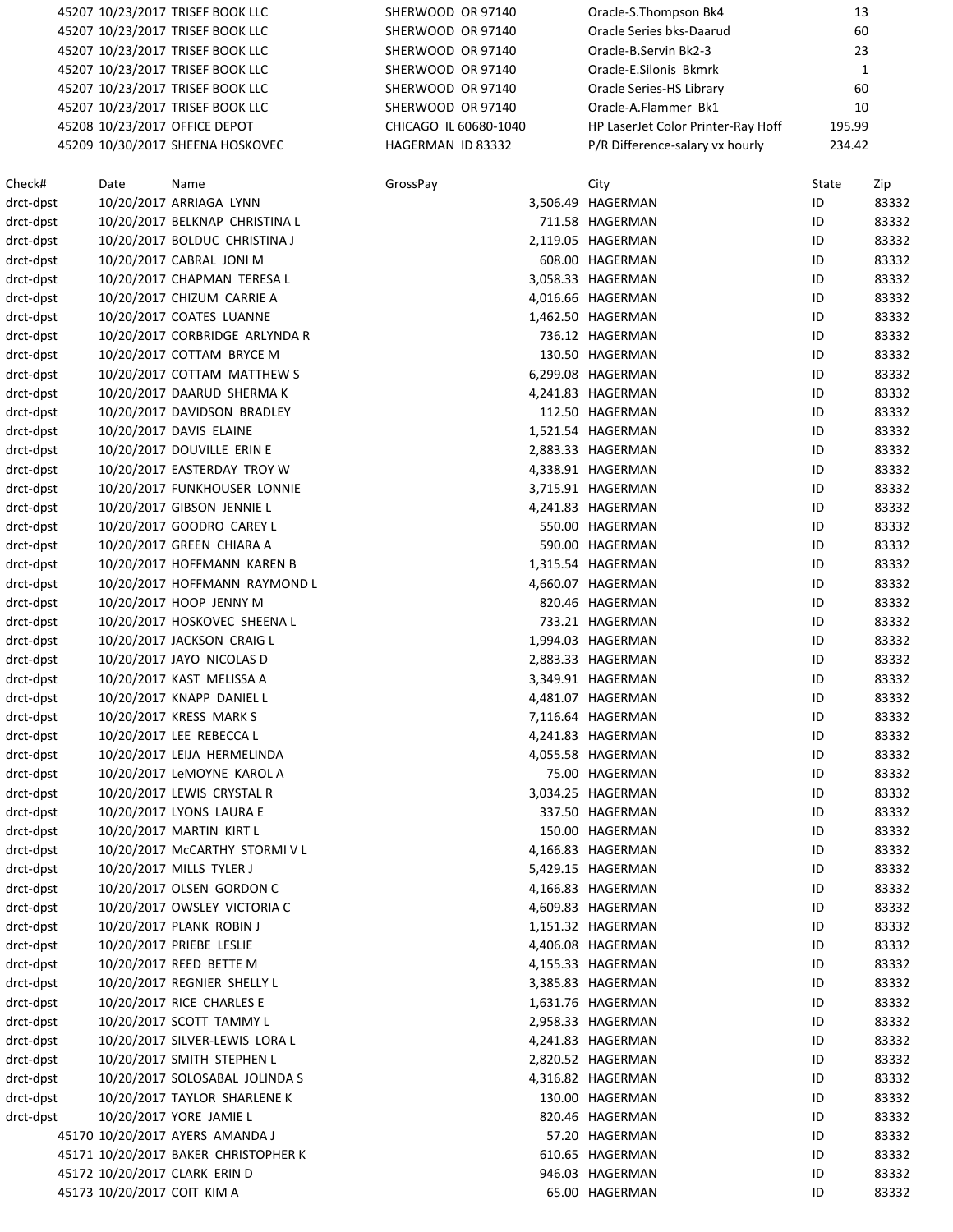| | | | | | |
|---|---|---|---|---|---|
| 45207 | 10/23/2017 | TRISEF BOOK LLC | SHERWOOD OR 97140 | Oracle-S.Thompson Bk4 | 13 |
| 45207 | 10/23/2017 | TRISEF BOOK LLC | SHERWOOD OR 97140 | Oracle Series bks-Daarud | 60 |
| 45207 | 10/23/2017 | TRISEF BOOK LLC | SHERWOOD OR 97140 | Oracle-B.Servin Bk2-3 | 23 |
| 45207 | 10/23/2017 | TRISEF BOOK LLC | SHERWOOD OR 97140 | Oracle-E.Silonis Bkmrk | 1 |
| 45207 | 10/23/2017 | TRISEF BOOK LLC | SHERWOOD OR 97140 | Oracle Series-HS Library | 60 |
| 45207 | 10/23/2017 | TRISEF BOOK LLC | SHERWOOD OR 97140 | Oracle-A.Flammer Bk1 | 10 |
| 45208 | 10/23/2017 | OFFICE DEPOT | CHICAGO IL 60680-1040 | HP LaserJet Color Printer-Ray Hoff | 195.99 |
| 45209 | 10/30/2017 | SHEENA HOSKOVEC | HAGERMAN ID 83332 | P/R Difference-salary vx hourly | 234.42 |

| Check# | Date | Name | GrossPay | City | State | Zip |
|---|---|---|---|---|---|---|
| drct-dpst | 10/20/2017 | ARRIAGA LYNN | 3,506.49 | HAGERMAN | ID | 83332 |
| drct-dpst | 10/20/2017 | BELKNAP CHRISTINA L | 711.58 | HAGERMAN | ID | 83332 |
| drct-dpst | 10/20/2017 | BOLDUC CHRISTINA J | 2,119.05 | HAGERMAN | ID | 83332 |
| drct-dpst | 10/20/2017 | CABRAL JONI M | 608.00 | HAGERMAN | ID | 83332 |
| drct-dpst | 10/20/2017 | CHAPMAN TERESA L | 3,058.33 | HAGERMAN | ID | 83332 |
| drct-dpst | 10/20/2017 | CHIZUM CARRIE A | 4,016.66 | HAGERMAN | ID | 83332 |
| drct-dpst | 10/20/2017 | COATES LUANNE | 1,462.50 | HAGERMAN | ID | 83332 |
| drct-dpst | 10/20/2017 | CORBRIDGE ARLYNDA R | 736.12 | HAGERMAN | ID | 83332 |
| drct-dpst | 10/20/2017 | COTTAM BRYCE M | 130.50 | HAGERMAN | ID | 83332 |
| drct-dpst | 10/20/2017 | COTTAM MATTHEW S | 6,299.08 | HAGERMAN | ID | 83332 |
| drct-dpst | 10/20/2017 | DAARUD SHERMA K | 4,241.83 | HAGERMAN | ID | 83332 |
| drct-dpst | 10/20/2017 | DAVIDSON BRADLEY | 112.50 | HAGERMAN | ID | 83332 |
| drct-dpst | 10/20/2017 | DAVIS ELAINE | 1,521.54 | HAGERMAN | ID | 83332 |
| drct-dpst | 10/20/2017 | DOUVILLE ERIN E | 2,883.33 | HAGERMAN | ID | 83332 |
| drct-dpst | 10/20/2017 | EASTERDAY TROY W | 4,338.91 | HAGERMAN | ID | 83332 |
| drct-dpst | 10/20/2017 | FUNKHOUSER LONNIE | 3,715.91 | HAGERMAN | ID | 83332 |
| drct-dpst | 10/20/2017 | GIBSON JENNIE L | 4,241.83 | HAGERMAN | ID | 83332 |
| drct-dpst | 10/20/2017 | GOODRO CAREY L | 550.00 | HAGERMAN | ID | 83332 |
| drct-dpst | 10/20/2017 | GREEN CHIARA A | 590.00 | HAGERMAN | ID | 83332 |
| drct-dpst | 10/20/2017 | HOFFMANN KAREN B | 1,315.54 | HAGERMAN | ID | 83332 |
| drct-dpst | 10/20/2017 | HOFFMANN RAYMOND L | 4,660.07 | HAGERMAN | ID | 83332 |
| drct-dpst | 10/20/2017 | HOOP JENNY M | 820.46 | HAGERMAN | ID | 83332 |
| drct-dpst | 10/20/2017 | HOSKOVEC SHEENA L | 733.21 | HAGERMAN | ID | 83332 |
| drct-dpst | 10/20/2017 | JACKSON CRAIG L | 1,994.03 | HAGERMAN | ID | 83332 |
| drct-dpst | 10/20/2017 | JAYO NICOLAS D | 2,883.33 | HAGERMAN | ID | 83332 |
| drct-dpst | 10/20/2017 | KAST MELISSA A | 3,349.91 | HAGERMAN | ID | 83332 |
| drct-dpst | 10/20/2017 | KNAPP DANIEL L | 4,481.07 | HAGERMAN | ID | 83332 |
| drct-dpst | 10/20/2017 | KRESS MARK S | 7,116.64 | HAGERMAN | ID | 83332 |
| drct-dpst | 10/20/2017 | LEE REBECCA L | 4,241.83 | HAGERMAN | ID | 83332 |
| drct-dpst | 10/20/2017 | LEIJA HERMELINDA | 4,055.58 | HAGERMAN | ID | 83332 |
| drct-dpst | 10/20/2017 | LeMOYNE KAROL A | 75.00 | HAGERMAN | ID | 83332 |
| drct-dpst | 10/20/2017 | LEWIS CRYSTAL R | 3,034.25 | HAGERMAN | ID | 83332 |
| drct-dpst | 10/20/2017 | LYONS LAURA E | 337.50 | HAGERMAN | ID | 83332 |
| drct-dpst | 10/20/2017 | MARTIN KIRT L | 150.00 | HAGERMAN | ID | 83332 |
| drct-dpst | 10/20/2017 | McCARTHY STORMI V L | 4,166.83 | HAGERMAN | ID | 83332 |
| drct-dpst | 10/20/2017 | MILLS TYLER J | 5,429.15 | HAGERMAN | ID | 83332 |
| drct-dpst | 10/20/2017 | OLSEN GORDON C | 4,166.83 | HAGERMAN | ID | 83332 |
| drct-dpst | 10/20/2017 | OWSLEY VICTORIA C | 4,609.83 | HAGERMAN | ID | 83332 |
| drct-dpst | 10/20/2017 | PLANK ROBIN J | 1,151.32 | HAGERMAN | ID | 83332 |
| drct-dpst | 10/20/2017 | PRIEBE LESLIE | 4,406.08 | HAGERMAN | ID | 83332 |
| drct-dpst | 10/20/2017 | REED BETTE M | 4,155.33 | HAGERMAN | ID | 83332 |
| drct-dpst | 10/20/2017 | REGNIER SHELLY L | 3,385.83 | HAGERMAN | ID | 83332 |
| drct-dpst | 10/20/2017 | RICE CHARLES E | 1,631.76 | HAGERMAN | ID | 83332 |
| drct-dpst | 10/20/2017 | SCOTT TAMMY L | 2,958.33 | HAGERMAN | ID | 83332 |
| drct-dpst | 10/20/2017 | SILVER-LEWIS LORA L | 4,241.83 | HAGERMAN | ID | 83332 |
| drct-dpst | 10/20/2017 | SMITH STEPHEN L | 2,820.52 | HAGERMAN | ID | 83332 |
| drct-dpst | 10/20/2017 | SOLOSABAL JOLINDA S | 4,316.82 | HAGERMAN | ID | 83332 |
| drct-dpst | 10/20/2017 | TAYLOR SHARLENE K | 130.00 | HAGERMAN | ID | 83332 |
| drct-dpst | 10/20/2017 | YORE JAMIE L | 820.46 | HAGERMAN | ID | 83332 |
| 45170 | 10/20/2017 | AYERS AMANDA J | 57.20 | HAGERMAN | ID | 83332 |
| 45171 | 10/20/2017 | BAKER CHRISTOPHER K | 610.65 | HAGERMAN | ID | 83332 |
| 45172 | 10/20/2017 | CLARK ERIN D | 946.03 | HAGERMAN | ID | 83332 |
| 45173 | 10/20/2017 | COIT KIM A | 65.00 | HAGERMAN | ID | 83332 |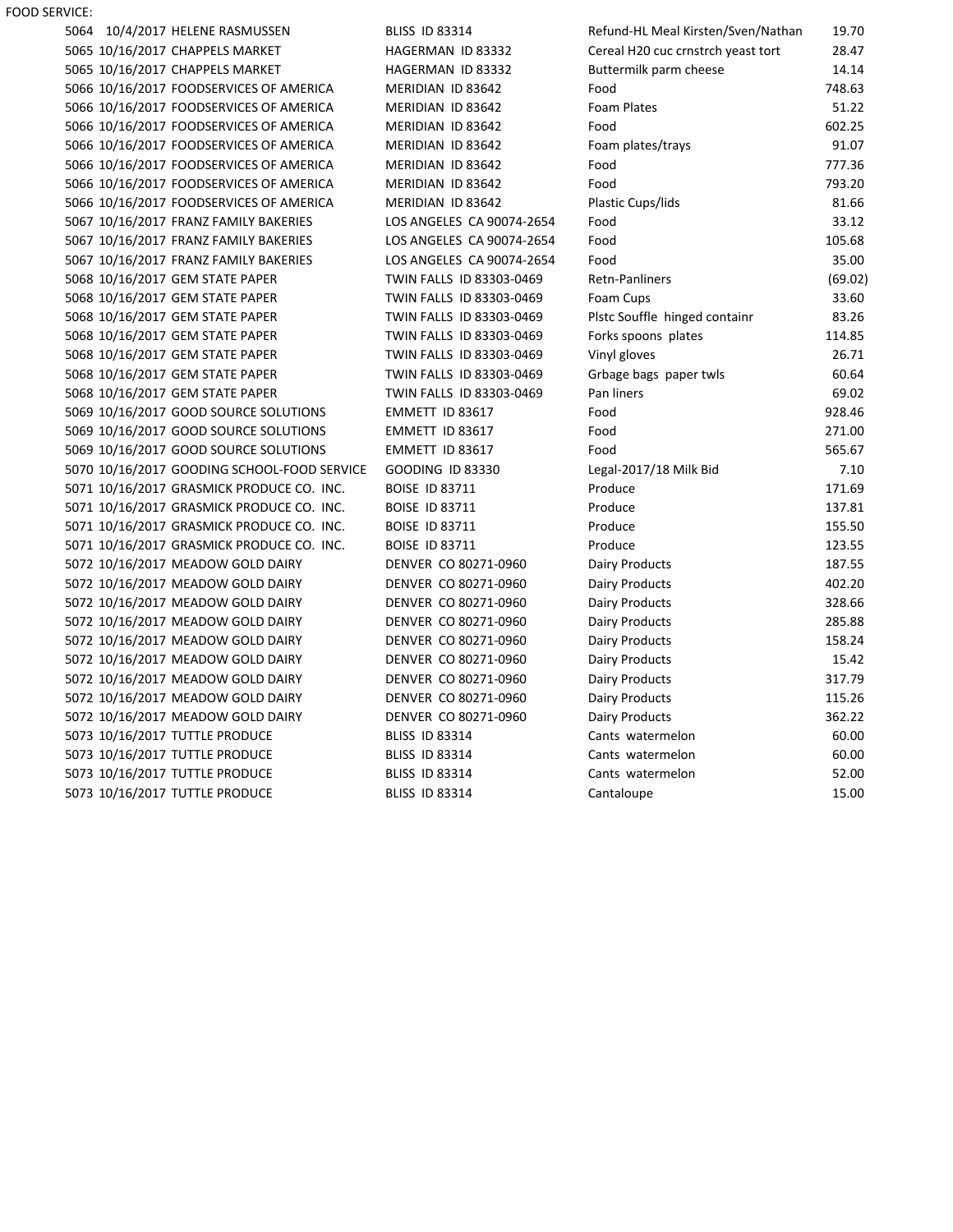FOOD SERVICE:

| | | | | | |
|---|---|---|---|---|---|
| 5064 | 10/4/2017 | HELENE RASMUSSEN | BLISS ID 83314 | Refund-HL Meal Kirsten/Sven/Nathan | 19.70 |
| 5065 | 10/16/2017 | CHAPPELS MARKET | HAGERMAN ID 83332 | Cereal H20 cuc crnstrch yeast tort | 28.47 |
| 5065 | 10/16/2017 | CHAPPELS MARKET | HAGERMAN ID 83332 | Buttermilk parm cheese | 14.14 |
| 5066 | 10/16/2017 | FOODSERVICES OF AMERICA | MERIDIAN ID 83642 | Food | 748.63 |
| 5066 | 10/16/2017 | FOODSERVICES OF AMERICA | MERIDIAN ID 83642 | Foam Plates | 51.22 |
| 5066 | 10/16/2017 | FOODSERVICES OF AMERICA | MERIDIAN ID 83642 | Food | 602.25 |
| 5066 | 10/16/2017 | FOODSERVICES OF AMERICA | MERIDIAN ID 83642 | Foam plates/trays | 91.07 |
| 5066 | 10/16/2017 | FOODSERVICES OF AMERICA | MERIDIAN ID 83642 | Food | 777.36 |
| 5066 | 10/16/2017 | FOODSERVICES OF AMERICA | MERIDIAN ID 83642 | Food | 793.20 |
| 5066 | 10/16/2017 | FOODSERVICES OF AMERICA | MERIDIAN ID 83642 | Plastic Cups/lids | 81.66 |
| 5067 | 10/16/2017 | FRANZ FAMILY BAKERIES | LOS ANGELES CA 90074-2654 | Food | 33.12 |
| 5067 | 10/16/2017 | FRANZ FAMILY BAKERIES | LOS ANGELES CA 90074-2654 | Food | 105.68 |
| 5067 | 10/16/2017 | FRANZ FAMILY BAKERIES | LOS ANGELES CA 90074-2654 | Food | 35.00 |
| 5068 | 10/16/2017 | GEM STATE PAPER | TWIN FALLS ID 83303-0469 | Retn-Panliners | (69.02) |
| 5068 | 10/16/2017 | GEM STATE PAPER | TWIN FALLS ID 83303-0469 | Foam Cups | 33.60 |
| 5068 | 10/16/2017 | GEM STATE PAPER | TWIN FALLS ID 83303-0469 | Plstc Souffle hinged containr | 83.26 |
| 5068 | 10/16/2017 | GEM STATE PAPER | TWIN FALLS ID 83303-0469 | Forks spoons plates | 114.85 |
| 5068 | 10/16/2017 | GEM STATE PAPER | TWIN FALLS ID 83303-0469 | Vinyl gloves | 26.71 |
| 5068 | 10/16/2017 | GEM STATE PAPER | TWIN FALLS ID 83303-0469 | Grbage bags paper twls | 60.64 |
| 5068 | 10/16/2017 | GEM STATE PAPER | TWIN FALLS ID 83303-0469 | Pan liners | 69.02 |
| 5069 | 10/16/2017 | GOOD SOURCE SOLUTIONS | EMMETT ID 83617 | Food | 928.46 |
| 5069 | 10/16/2017 | GOOD SOURCE SOLUTIONS | EMMETT ID 83617 | Food | 271.00 |
| 5069 | 10/16/2017 | GOOD SOURCE SOLUTIONS | EMMETT ID 83617 | Food | 565.67 |
| 5070 | 10/16/2017 | GOODING SCHOOL-FOOD SERVICE | GOODING ID 83330 | Legal-2017/18 Milk Bid | 7.10 |
| 5071 | 10/16/2017 | GRASMICK PRODUCE CO. INC. | BOISE ID 83711 | Produce | 171.69 |
| 5071 | 10/16/2017 | GRASMICK PRODUCE CO. INC. | BOISE ID 83711 | Produce | 137.81 |
| 5071 | 10/16/2017 | GRASMICK PRODUCE CO. INC. | BOISE ID 83711 | Produce | 155.50 |
| 5071 | 10/16/2017 | GRASMICK PRODUCE CO. INC. | BOISE ID 83711 | Produce | 123.55 |
| 5072 | 10/16/2017 | MEADOW GOLD DAIRY | DENVER CO 80271-0960 | Dairy Products | 187.55 |
| 5072 | 10/16/2017 | MEADOW GOLD DAIRY | DENVER CO 80271-0960 | Dairy Products | 402.20 |
| 5072 | 10/16/2017 | MEADOW GOLD DAIRY | DENVER CO 80271-0960 | Dairy Products | 328.66 |
| 5072 | 10/16/2017 | MEADOW GOLD DAIRY | DENVER CO 80271-0960 | Dairy Products | 285.88 |
| 5072 | 10/16/2017 | MEADOW GOLD DAIRY | DENVER CO 80271-0960 | Dairy Products | 158.24 |
| 5072 | 10/16/2017 | MEADOW GOLD DAIRY | DENVER CO 80271-0960 | Dairy Products | 15.42 |
| 5072 | 10/16/2017 | MEADOW GOLD DAIRY | DENVER CO 80271-0960 | Dairy Products | 317.79 |
| 5072 | 10/16/2017 | MEADOW GOLD DAIRY | DENVER CO 80271-0960 | Dairy Products | 115.26 |
| 5072 | 10/16/2017 | MEADOW GOLD DAIRY | DENVER CO 80271-0960 | Dairy Products | 362.22 |
| 5073 | 10/16/2017 | TUTTLE PRODUCE | BLISS ID 83314 | Cants watermelon | 60.00 |
| 5073 | 10/16/2017 | TUTTLE PRODUCE | BLISS ID 83314 | Cants watermelon | 60.00 |
| 5073 | 10/16/2017 | TUTTLE PRODUCE | BLISS ID 83314 | Cants watermelon | 52.00 |
| 5073 | 10/16/2017 | TUTTLE PRODUCE | BLISS ID 83314 | Cantaloupe | 15.00 |